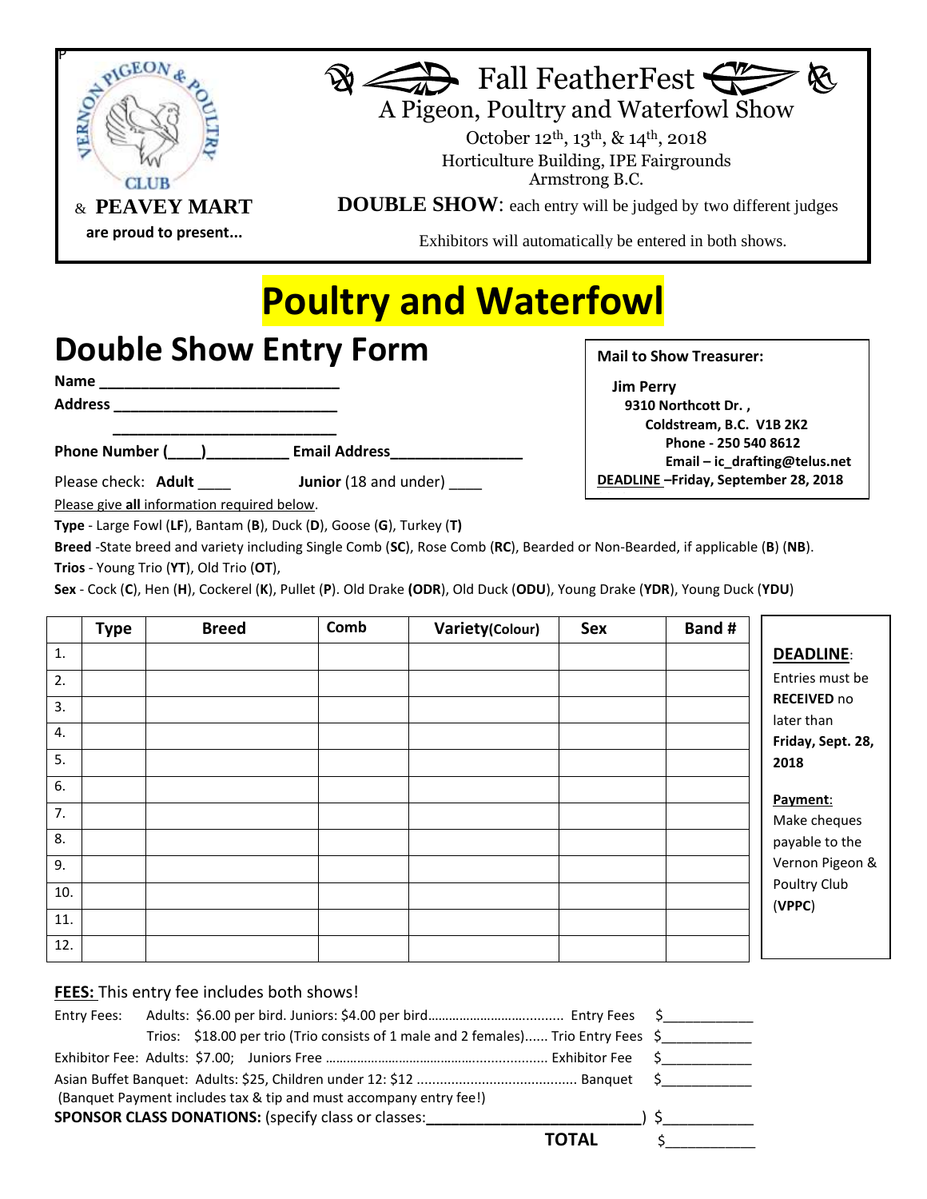VERNON PIGEON & POULTRY CLUB

& **PEAVEY MART**

**are proud to present...**

# Fall FeatherFest

## A Pigeon, Poultry and Waterfowl Show

October 12th, 13th, & 14th, 2018
Horticulture Building, IPE Fairgrounds
Armstrong B.C.

**DOUBLE SHOW**: each entry will be judged by two different judges

Exhibitors will automatically be entered in both shows.

# Poultry and Waterfowl

## Double Show Entry Form

**Mail to Show Treasurer:**

**Jim Perry**
**9310 Northcott Dr. ,**
**Coldstream, B.C. V1B 2K2**
**Phone - 250 540 8612**
**Email – ic_drafting@telus.net**
**DEADLINE –Friday, September 28, 2018**

**Name** ___________________________

**Address** __________________________

___________________________

**Phone Number (____)_________ Email Address_______________**

Please check: **Adult** ____ **Junior** (18 and under) ____

Please give **all** information required below.

**Type** - Large Fowl (**LF**), Bantam (**B**), Duck (**D**), Goose (**G**), Turkey (**T**)

**Breed** -State breed and variety including Single Comb (**SC**), Rose Comb (**RC**), Bearded or Non-Bearded, if applicable (**B**) (**NB**).

**Trios** - Young Trio (**YT**), Old Trio (**OT**),

**Sex** - Cock (**C**), Hen (**H**), Cockerel (**K**), Pullet (**P**). Old Drake **(ODR**), Old Duck (**ODU**), Young Drake (**YDR**), Young Duck (**YDU**)

| | Type | Breed | Comb | Variety(Colour) | Sex | Band # |
|---|---|---|---|---|---|---|
| 1. | | | | | | |
| 2. | | | | | | |
| 3. | | | | | | |
| 4. | | | | | | |
| 5. | | | | | | |
| 6. | | | | | | |
| 7. | | | | | | |
| 8. | | | | | | |
| 9. | | | | | | |
| 10. | | | | | | |
| 11. | | | | | | |
| 12. | | | | | | |

**DEADLINE**: Entries must be **RECEIVED** no later than **Friday, Sept. 28, 2018**

**Payment**: Make cheques payable to the Vernon Pigeon & Poultry Club (**VPPC**)

**FEES:** This entry fee includes both shows!

Entry Fees: Adults: $6.00 per bird. Juniors: $4.00 per bird.................................. Entry Fees $___________

Trios: $18.00 per trio (Trio consists of 1 male and 2 females)...... Trio Entry Fees $___________

Exhibitor Fee: Adults: $7.00; Juniors Free .............................................................. Exhibitor Fee $___________

Asian Buffet Banquet: Adults: $25, Children under 12: $12 .......................................... Banquet $___________

(Banquet Payment includes tax & tip and must accompany entry fee!)

**SPONSOR CLASS DONATIONS:** (specify class or classes:_________________________) $___________

**TOTAL** $___________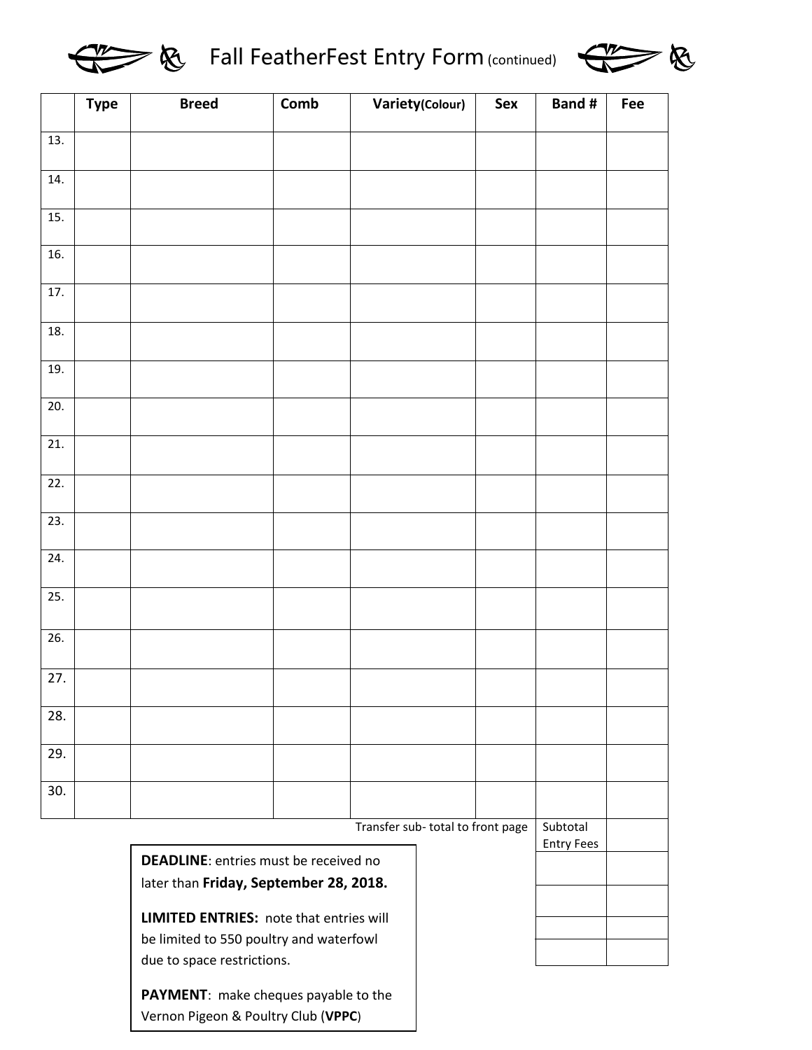# Fall FeatherFest Entry Form (continued)

| | Type | Breed | Comb | Variety(Colour) | Sex | Band # | Fee |
|---|---|---|---|---|---|---|---|
| 13. | | | | | | | |
| 14. | | | | | | | |
| 15. | | | | | | | |
| 16. | | | | | | | |
| 17. | | | | | | | |
| 18. | | | | | | | |
| 19. | | | | | | | |
| 20. | | | | | | | |
| 21. | | | | | | | |
| 22. | | | | | | | |
| 23. | | | | | | | |
| 24. | | | | | | | |
| 25. | | | | | | | |
| 26. | | | | | | | |
| 27. | | | | | | | |
| 28. | | | | | | | |
| 29. | | | | | | | |
| 30. | | | | | | | |
| | | | | Transfer sub- total to front page | | Subtotal Entry Fees | |

**DEADLINE**: entries must be received no later than **Friday, September 28, 2018.**

**LIMITED ENTRIES:** note that entries will be limited to 550 poultry and waterfowl due to space restrictions.

**PAYMENT**: make cheques payable to the Vernon Pigeon & Poultry Club (**VPPC**)